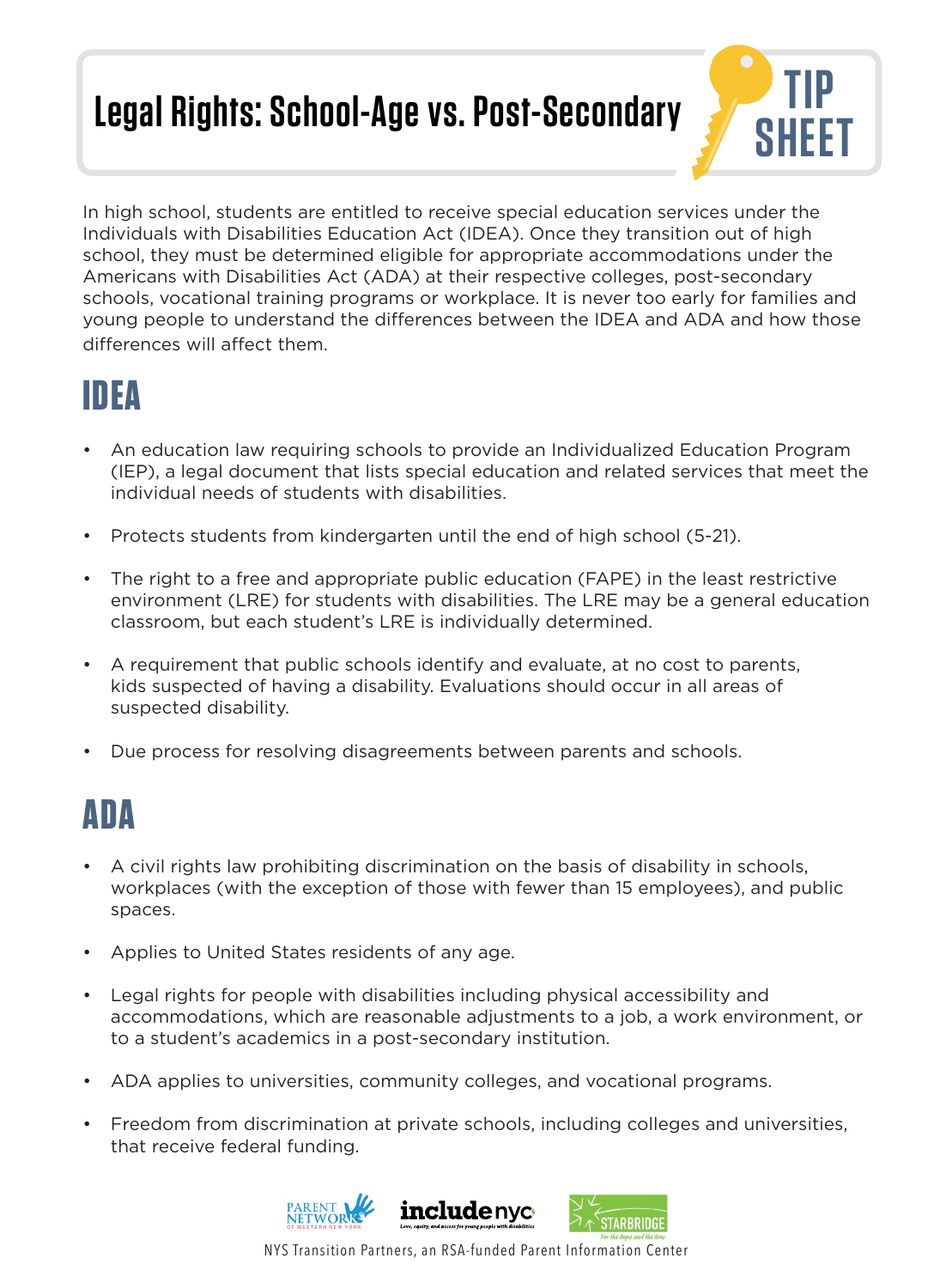# Legal Rights: School-Age vs. Post-Secondary

TIP SHEET

In high school, students are entitled to receive special education services under the Individuals with Disabilities Education Act (IDEA). Once they transition out of high school, they must be determined eligible for appropriate accommodations under the Americans with Disabilities Act (ADA) at their respective colleges, post-secondary schools, vocational training programs or workplace. It is never too early for families and young people to understand the differences between the IDEA and ADA and how those differences will affect them.

## IDEA

- An education law requiring schools to provide an Individualized Education Program (IEP), a legal document that lists special education and related services that meet the individual needs of students with disabilities.
- Protects students from kindergarten until the end of high school (5-21).
- The right to a free and appropriate public education (FAPE) in the least restrictive environment (LRE) for students with disabilities. The LRE may be a general education classroom, but each student's LRE is individually determined.
- A requirement that public schools identify and evaluate, at no cost to parents, kids suspected of having a disability. Evaluations should occur in all areas of suspected disability.
- Due process for resolving disagreements between parents and schools.

## ADA

- A civil rights law prohibiting discrimination on the basis of disability in schools, workplaces (with the exception of those with fewer than 15 employees), and public spaces.
- Applies to United States residents of any age.
- Legal rights for people with disabilities including physical accessibility and accommodations, which are reasonable adjustments to a job, a work environment, or to a student's academics in a post-secondary institution.
- ADA applies to universities, community colleges, and vocational programs.
- Freedom from discrimination at private schools, including colleges and universities, that receive federal funding.

NYS Transition Partners, an RSA-funded Parent Information Center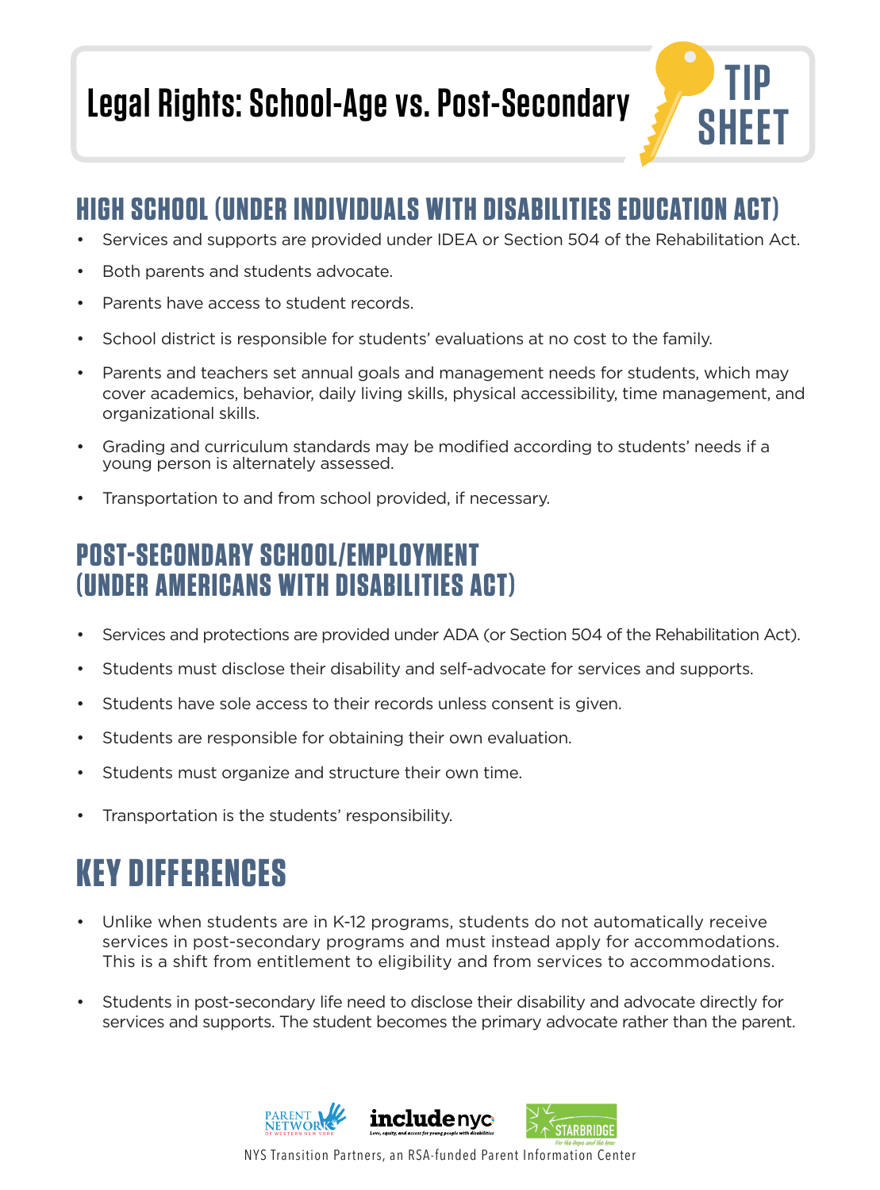# Legal Rights: School-Age vs. Post-Secondary

TIP SHEET

## HIGH SCHOOL (UNDER INDIVIDUALS WITH DISABILITIES EDUCATION ACT)

- Services and supports are provided under IDEA or Section 504 of the Rehabilitation Act.
- Both parents and students advocate.
- Parents have access to student records.
- School district is responsible for students' evaluations at no cost to the family.
- Parents and teachers set annual goals and management needs for students, which may cover academics, behavior, daily living skills, physical accessibility, time management, and organizational skills.
- Grading and curriculum standards may be modified according to students' needs if a young person is alternately assessed.
- Transportation to and from school provided, if necessary.

## POST-SECONDARY SCHOOL/EMPLOYMENT (UNDER AMERICANS WITH DISABILITIES ACT)

- Services and protections are provided under ADA (or Section 504 of the Rehabilitation Act).
- Students must disclose their disability and self-advocate for services and supports.
- Students have sole access to their records unless consent is given.
- Students are responsible for obtaining their own evaluation.
- Students must organize and structure their own time.
- Transportation is the students' responsibility.

# KEY DIFFERENCES

- Unlike when students are in K-12 programs, students do not automatically receive services in post-secondary programs and must instead apply for accommodations. This is a shift from entitlement to eligibility and from services to accommodations.
- Students in post-secondary life need to disclose their disability and advocate directly for services and supports. The student becomes the primary advocate rather than the parent.

Parent Network of Western New York | includenyc | Starbridge

NYS Transition Partners, an RSA-funded Parent Information Center